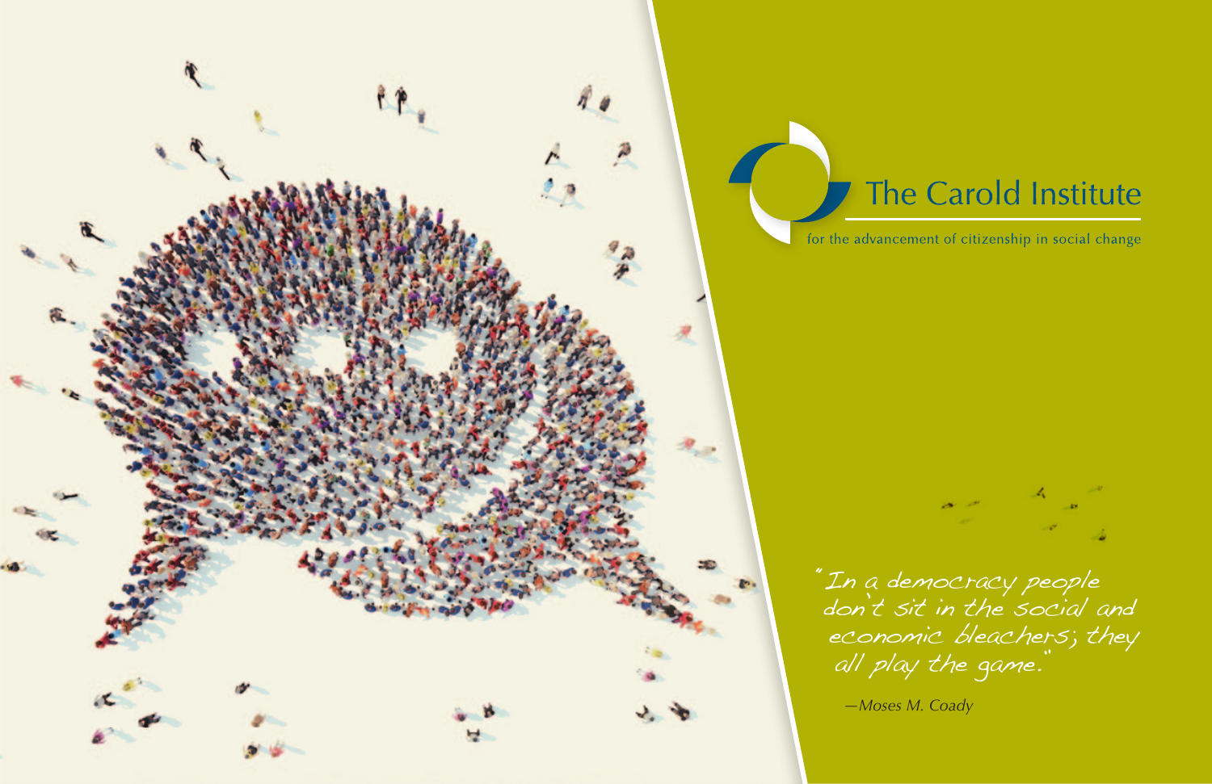# The Carold Institute

for the advancement of citizenship in social change

*"In a democracy people don't sit in the social and economic bleachers; they all play the game."*

*—Moses M. Coady*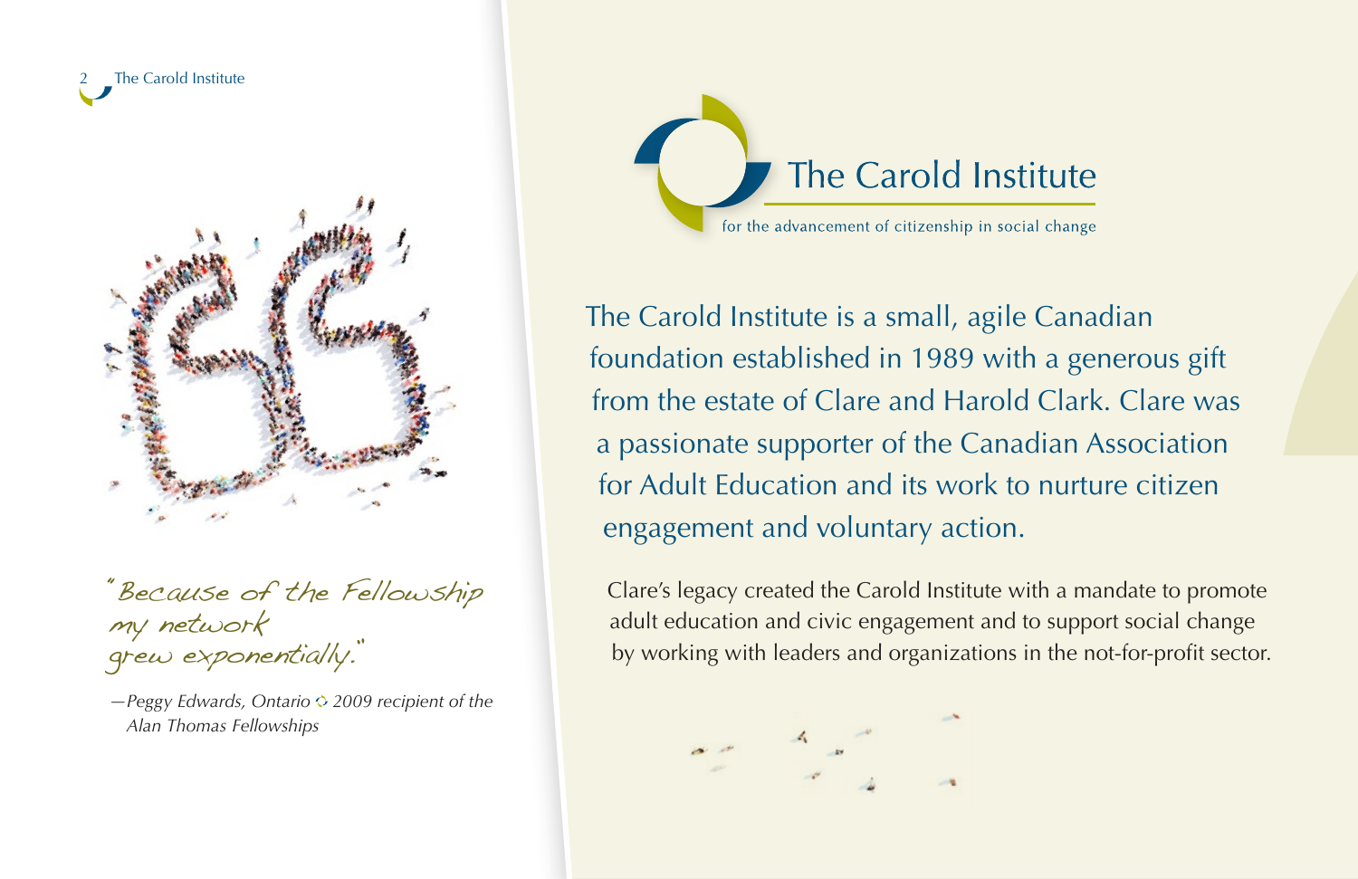"Because of the Fellowship my network grew exponentially."

*—Peggy Edwards, Ontario ◇ 2009 recipient of the Alan Thomas Fellowships*

# The Carold Institute

for the advancement of citizenship in social change

The Carold Institute is a small, agile Canadian foundation established in 1989 with a generous gift from the estate of Clare and Harold Clark. Clare was a passionate supporter of the Canadian Association for Adult Education and its work to nurture citizen engagement and voluntary action.

Clare's legacy created the Carold Institute with a mandate to promote adult education and civic engagement and to support social change by working with leaders and organizations in the not-for-profit sector.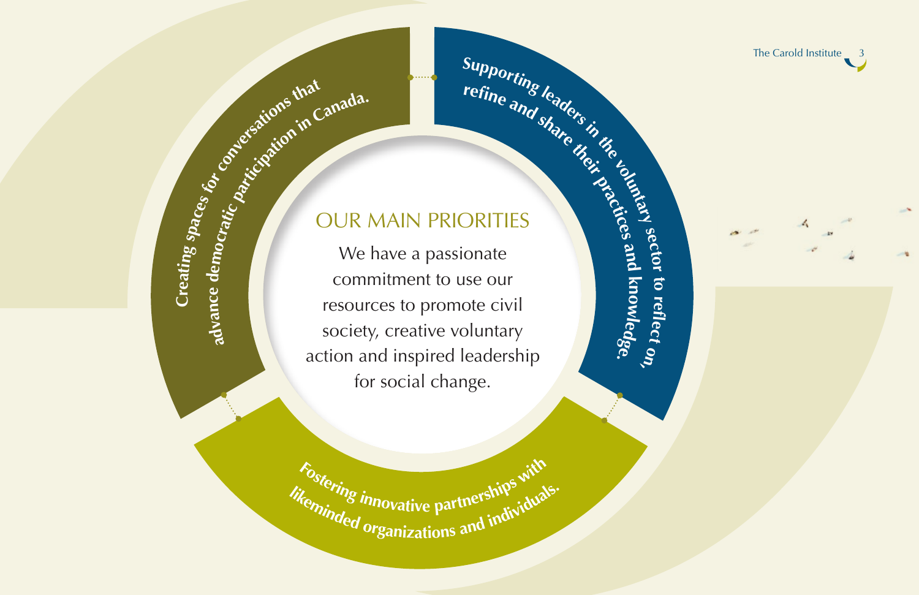# OUR MAIN PRIORITIES

We have a passionate commitment to use our resources to promote civil society, creative voluntary action and inspired leadership for social change.

**Creating spaces for conversations that advance democratic participation in Canada.**

**Supporting leaders in the voluntary sector to reflect on, refine and share their practices and knowledge.**

**Fostering innovative partnerships with likeminded organizations and individuals.**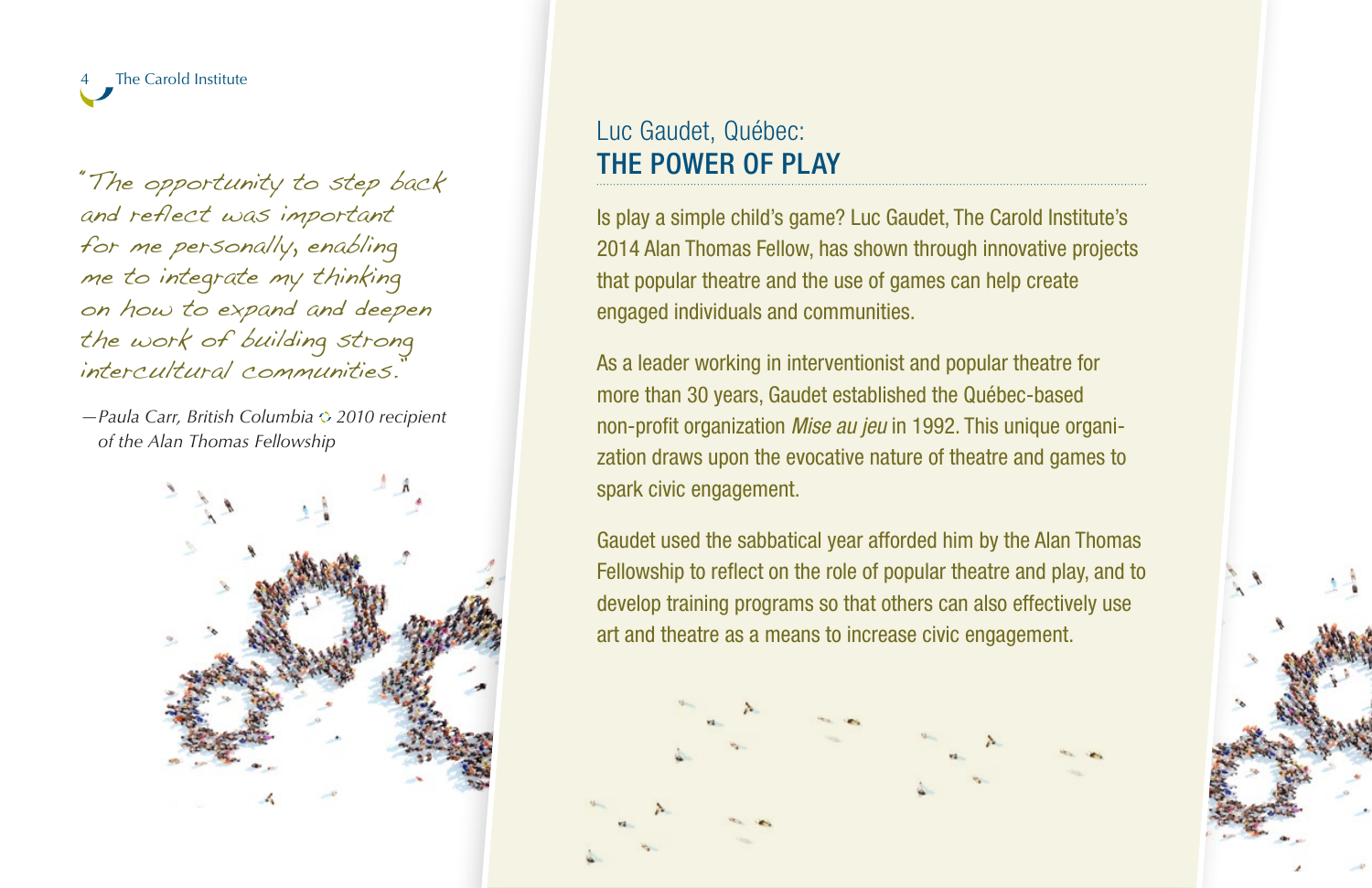"The opportunity to step back and reflect was important for me personally, enabling me to integrate my thinking on how to expand and deepen the work of building strong intercultural communities."

*—Paula Carr, British Columbia ◇ 2010 recipient of the Alan Thomas Fellowship*

## Luc Gaudet, Québec: THE POWER OF PLAY

Is play a simple child's game? Luc Gaudet, The Carold Institute's 2014 Alan Thomas Fellow, has shown through innovative projects that popular theatre and the use of games can help create engaged individuals and communities.

As a leader working in interventionist and popular theatre for more than 30 years, Gaudet established the Québec-based non-profit organization *Mise au jeu* in 1992. This unique organization draws upon the evocative nature of theatre and games to spark civic engagement.

Gaudet used the sabbatical year afforded him by the Alan Thomas Fellowship to reflect on the role of popular theatre and play, and to develop training programs so that others can also effectively use art and theatre as a means to increase civic engagement.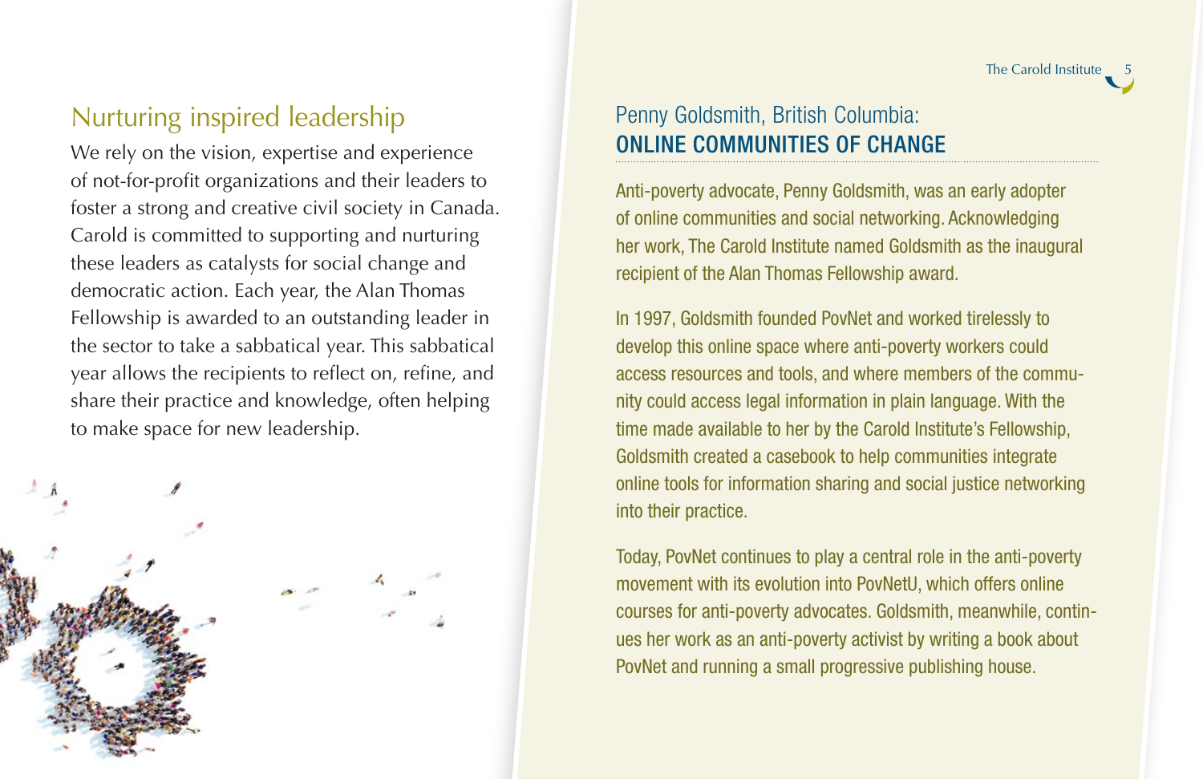## Nurturing inspired leadership

We rely on the vision, expertise and experience of not-for-profit organizations and their leaders to foster a strong and creative civil society in Canada. Carold is committed to supporting and nurturing these leaders as catalysts for social change and democratic action. Each year, the Alan Thomas Fellowship is awarded to an outstanding leader in the sector to take a sabbatical year. This sabbatical year allows the recipients to reflect on, refine, and share their practice and knowledge, often helping to make space for new leadership.

## Penny Goldsmith, British Columbia: ONLINE COMMUNITIES OF CHANGE

Anti-poverty advocate, Penny Goldsmith, was an early adopter of online communities and social networking. Acknowledging her work, The Carold Institute named Goldsmith as the inaugural recipient of the Alan Thomas Fellowship award.

In 1997, Goldsmith founded PovNet and worked tirelessly to develop this online space where anti-poverty workers could access resources and tools, and where members of the community could access legal information in plain language. With the time made available to her by the Carold Institute's Fellowship, Goldsmith created a casebook to help communities integrate online tools for information sharing and social justice networking into their practice.

Today, PovNet continues to play a central role in the anti-poverty movement with its evolution into PovNetU, which offers online courses for anti-poverty advocates. Goldsmith, meanwhile, continues her work as an anti-poverty activist by writing a book about PovNet and running a small progressive publishing house.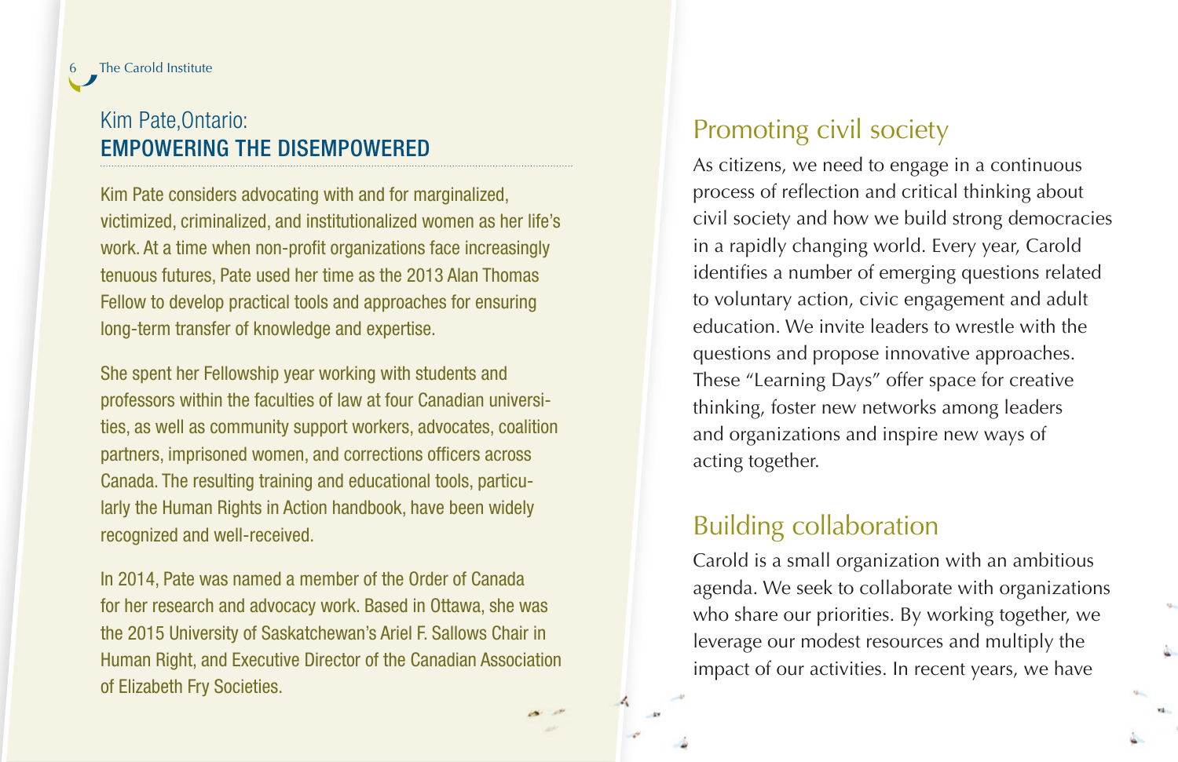## Kim Pate, Ontario: EMPOWERING THE DISEMPOWERED

Kim Pate considers advocating with and for marginalized, victimized, criminalized, and institutionalized women as her life's work. At a time when non-profit organizations face increasingly tenuous futures, Pate used her time as the 2013 Alan Thomas Fellow to develop practical tools and approaches for ensuring long-term transfer of knowledge and expertise.

She spent her Fellowship year working with students and professors within the faculties of law at four Canadian universities, as well as community support workers, advocates, coalition partners, imprisoned women, and corrections officers across Canada. The resulting training and educational tools, particularly the Human Rights in Action handbook, have been widely recognized and well-received.

In 2014, Pate was named a member of the Order of Canada for her research and advocacy work. Based in Ottawa, she was the 2015 University of Saskatchewan's Ariel F. Sallows Chair in Human Right, and Executive Director of the Canadian Association of Elizabeth Fry Societies.

## Promoting civil society

As citizens, we need to engage in a continuous process of reflection and critical thinking about civil society and how we build strong democracies in a rapidly changing world. Every year, Carold identifies a number of emerging questions related to voluntary action, civic engagement and adult education. We invite leaders to wrestle with the questions and propose innovative approaches. These "Learning Days" offer space for creative thinking, foster new networks among leaders and organizations and inspire new ways of acting together.

## Building collaboration

Carold is a small organization with an ambitious agenda. We seek to collaborate with organizations who share our priorities. By working together, we leverage our modest resources and multiply the impact of our activities. In recent years, we have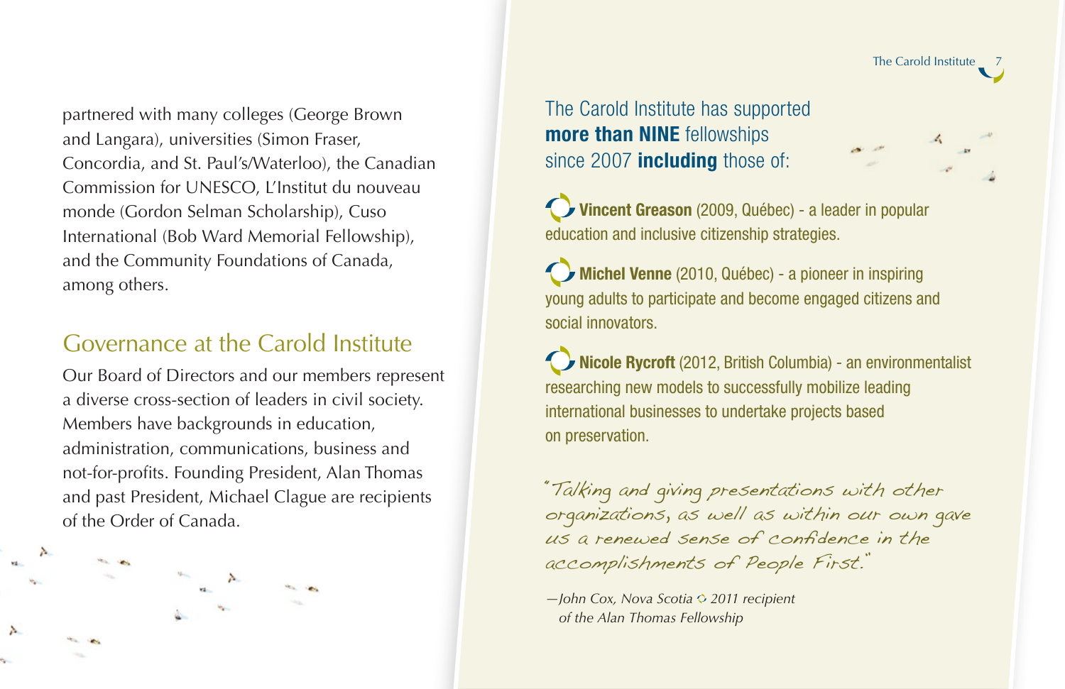partnered with many colleges (George Brown and Langara), universities (Simon Fraser, Concordia, and St. Paul's/Waterloo), the Canadian Commission for UNESCO, L'Institut du nouveau monde (Gordon Selman Scholarship), Cuso International (Bob Ward Memorial Fellowship), and the Community Foundations of Canada, among others.

## Governance at the Carold Institute

Our Board of Directors and our members represent a diverse cross-section of leaders in civil society. Members have backgrounds in education, administration, communications, business and not-for-profits. Founding President, Alan Thomas and past President, Michael Clague are recipients of the Order of Canada.

The Carold Institute has supported **more than NINE** fellowships since 2007 **including** those of:

- **Vincent Greason** (2009, Québec) - a leader in popular education and inclusive citizenship strategies.
- **Michel Venne** (2010, Québec) - a pioneer in inspiring young adults to participate and become engaged citizens and social innovators.
- **Nicole Rycroft** (2012, British Columbia) - an environmentalist researching new models to successfully mobilize leading international businesses to undertake projects based on preservation.

"Talking and giving presentations with other organizations, as well as within our own gave us a renewed sense of confidence in the accomplishments of People First."

*—John Cox, Nova Scotia 2011 recipient of the Alan Thomas Fellowship*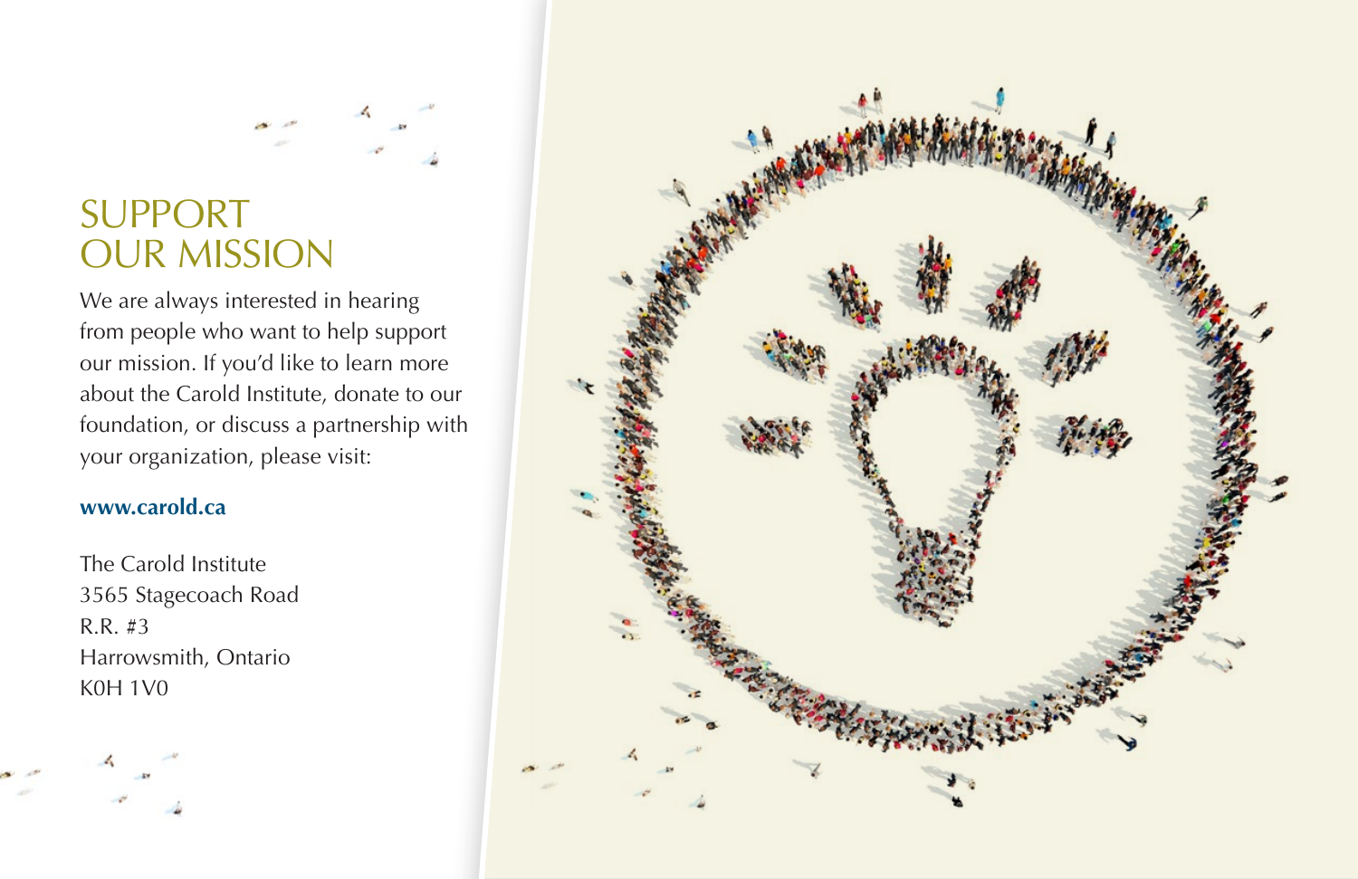# SUPPORT OUR MISSION

We are always interested in hearing from people who want to help support our mission. If you'd like to learn more about the Carold Institute, donate to our foundation, or discuss a partnership with your organization, please visit:

**www.carold.ca**

The Carold Institute
3565 Stagecoach Road
R.R. #3
Harrowsmith, Ontario
K0H 1V0